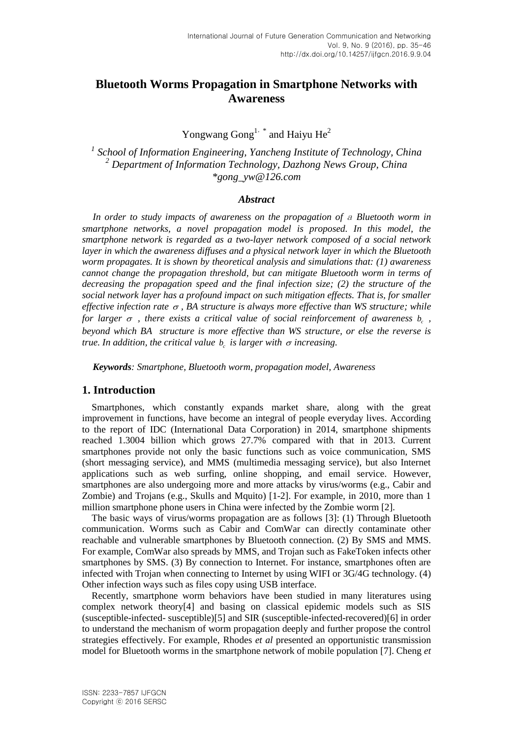# Bluetooth Worms Propagation in Smartphone Networks with Awareness

Yongwang Gong[1,*] and Haiyu He[2]

[1] *School of Information Engineering, Yancheng Institute of Technology, China*
[2] *Department of Information Technology, Dazhong News Group, China*
*\*gong_yw@126.com*

### *Abstract*

*In order to study impacts of awareness on the propagation of a Bluetooth worm in smartphone networks, a novel propagation model is proposed. In this model, the smartphone network is regarded as a two-layer network composed of a social network layer in which the awareness diffuses and a physical network layer in which the Bluetooth worm propagates. It is shown by theoretical analysis and simulations that: (1) awareness cannot change the propagation threshold, but can mitigate Bluetooth worm in terms of decreasing the propagation speed and the final infection size; (2) the structure of the social network layer has a profound impact on such mitigation effects. That is, for smaller effective infection rate $\sigma$, BA structure is always more effective than WS structure; while for larger $\sigma$, there exists a critical value of social reinforcement of awareness $b_c$, beyond which BA structure is more effective than WS structure, or else the reverse is true. In addition, the critical value $b_c$ is larger with $\sigma$ increasing.*

***Keywords**: Smartphone, Bluetooth worm, propagation model, Awareness*

## 1. Introduction

Smartphones, which constantly expands market share, along with the great improvement in functions, have become an integral of people everyday lives. According to the report of IDC (International Data Corporation) in 2014, smartphone shipments reached 1.3004 billion which grows 27.7% compared with that in 2013. Current smartphones provide not only the basic functions such as voice communication, SMS (short messaging service), and MMS (multimedia messaging service), but also Internet applications such as web surfing, online shopping, and email service. However, smartphones are also undergoing more and more attacks by virus/worms (e.g., Cabir and Zombie) and Trojans (e.g., Skulls and Mquito) [1-2]. For example, in 2010, more than 1 million smartphone phone users in China were infected by the Zombie worm [2].

The basic ways of virus/worms propagation are as follows [3]: (1) Through Bluetooth communication. Worms such as Cabir and ComWar can directly contaminate other reachable and vulnerable smartphones by Bluetooth connection. (2) By SMS and MMS. For example, ComWar also spreads by MMS, and Trojan such as FakeToken infects other smartphones by SMS. (3) By connection to Internet. For instance, smartphones often are infected with Trojan when connecting to Internet by using WIFI or 3G/4G technology. (4) Other infection ways such as files copy using USB interface.

Recently, smartphone worm behaviors have been studied in many literatures using complex network theory[4] and basing on classical epidemic models such as SIS (susceptible-infected- susceptible)[5] and SIR (susceptible-infected-recovered)[6] in order to understand the mechanism of worm propagation deeply and further propose the control strategies effectively. For example, Rhodes *et al* presented an opportunistic transmission model for Bluetooth worms in the smartphone network of mobile population [7]. Cheng *et*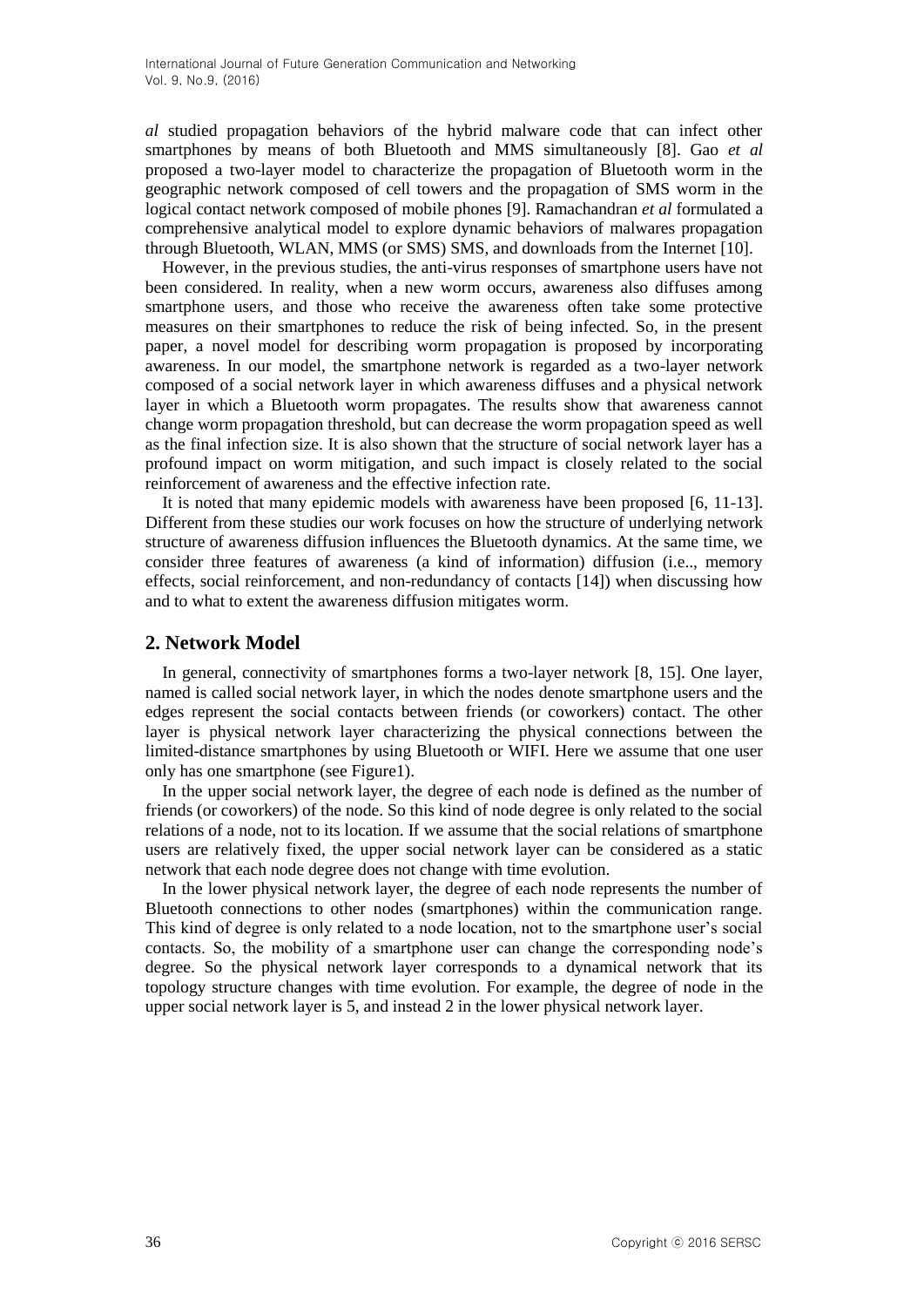*al* studied propagation behaviors of the hybrid malware code that can infect other smartphones by means of both Bluetooth and MMS simultaneously [8]. Gao *et al* proposed a two-layer model to characterize the propagation of Bluetooth worm in the geographic network composed of cell towers and the propagation of SMS worm in the logical contact network composed of mobile phones [9]. Ramachandran *et al* formulated a comprehensive analytical model to explore dynamic behaviors of malwares propagation through Bluetooth, WLAN, MMS (or SMS) SMS, and downloads from the Internet [10].

However, in the previous studies, the anti-virus responses of smartphone users have not been considered. In reality, when a new worm occurs, awareness also diffuses among smartphone users, and those who receive the awareness often take some protective measures on their smartphones to reduce the risk of being infected. So, in the present paper, a novel model for describing worm propagation is proposed by incorporating awareness. In our model, the smartphone network is regarded as a two-layer network composed of a social network layer in which awareness diffuses and a physical network layer in which a Bluetooth worm propagates. The results show that awareness cannot change worm propagation threshold, but can decrease the worm propagation speed as well as the final infection size. It is also shown that the structure of social network layer has a profound impact on worm mitigation, and such impact is closely related to the social reinforcement of awareness and the effective infection rate.

It is noted that many epidemic models with awareness have been proposed [6, 11-13]. Different from these studies our work focuses on how the structure of underlying network structure of awareness diffusion influences the Bluetooth dynamics. At the same time, we consider three features of awareness (a kind of information) diffusion (i.e.., memory effects, social reinforcement, and non-redundancy of contacts [14]) when discussing how and to what to extent the awareness diffusion mitigates worm.

## 2. Network Model

In general, connectivity of smartphones forms a two-layer network [8, 15]. One layer, named is called social network layer, in which the nodes denote smartphone users and the edges represent the social contacts between friends (or coworkers) contact. The other layer is physical network layer characterizing the physical connections between the limited-distance smartphones by using Bluetooth or WIFI. Here we assume that one user only has one smartphone (see Figure1).

In the upper social network layer, the degree of each node is defined as the number of friends (or coworkers) of the node. So this kind of node degree is only related to the social relations of a node, not to its location. If we assume that the social relations of smartphone users are relatively fixed, the upper social network layer can be considered as a static network that each node degree does not change with time evolution.

In the lower physical network layer, the degree of each node represents the number of Bluetooth connections to other nodes (smartphones) within the communication range. This kind of degree is only related to a node location, not to the smartphone user's social contacts. So, the mobility of a smartphone user can change the corresponding node's degree. So the physical network layer corresponds to a dynamical network that its topology structure changes with time evolution. For example, the degree of node in the upper social network layer is 5, and instead 2 in the lower physical network layer.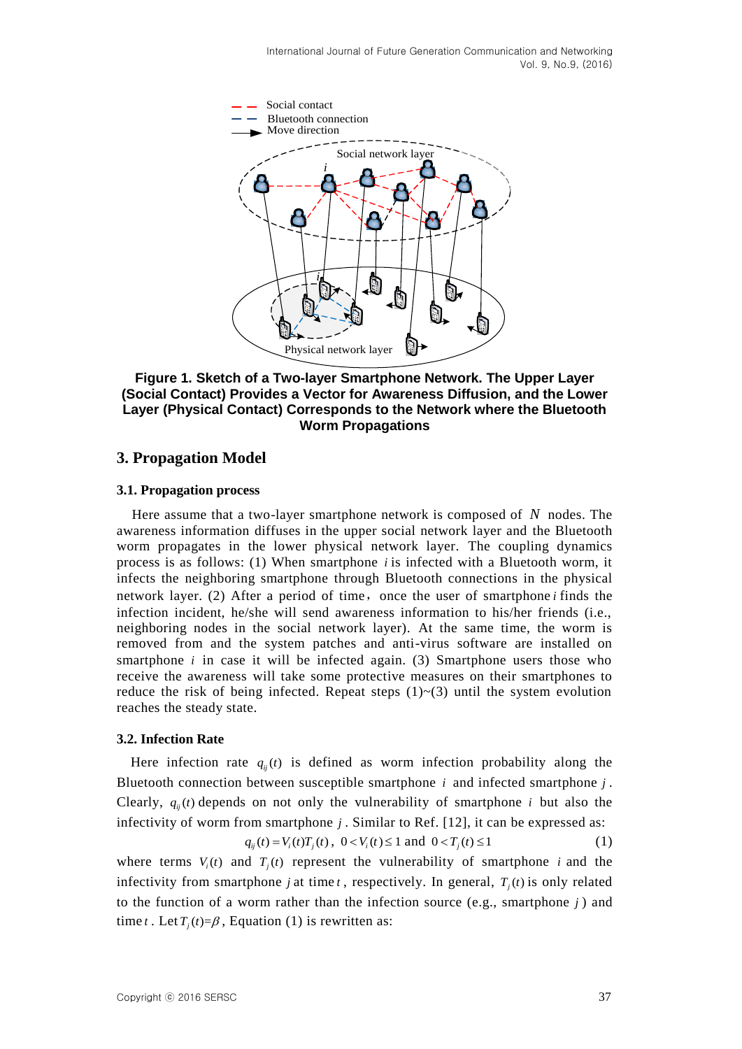Figure 1. Sketch of a Two-layer Smartphone Network. The Upper Layer (Social Contact) Provides a Vector for Awareness Diffusion, and the Lower Layer (Physical Contact) Corresponds to the Network where the Bluetooth Worm Propagations

## 3. Propagation Model

### 3.1. Propagation process

Here assume that a two-layer smartphone network is composed of $N$ nodes. The awareness information diffuses in the upper social network layer and the Bluetooth worm propagates in the lower physical network layer. The coupling dynamics process is as follows: (1) When smartphone $i$ is infected with a Bluetooth worm, it infects the neighboring smartphone through Bluetooth connections in the physical network layer. (2) After a period of time，once the user of smartphone $i$ finds the infection incident, he/she will send awareness information to his/her friends (i.e., neighboring nodes in the social network layer). At the same time, the worm is removed from and the system patches and anti-virus software are installed on smartphone $i$ in case it will be infected again. (3) Smartphone users those who receive the awareness will take some protective measures on their smartphones to reduce the risk of being infected. Repeat steps (1)~(3) until the system evolution reaches the steady state.

### 3.2. Infection Rate

Here infection rate $q_{ij}(t)$ is defined as worm infection probability along the Bluetooth connection between susceptible smartphone $i$ and infected smartphone $j$. Clearly, $q_{ij}(t)$ depends on not only the vulnerability of smartphone $i$ but also the infectivity of worm from smartphone $j$. Similar to Ref. [12], it can be expressed as:

$$q_{ij}(t) = V_i(t)T_j(t), \quad 0 < V_i(t) \leq 1 \text{ and } 0 < T_j(t) \leq 1 \tag{1}$$

where terms $V_i(t)$ and $T_j(t)$ represent the vulnerability of smartphone $i$ and the infectivity from smartphone $j$ at time $t$, respectively. In general, $T_j(t)$ is only related to the function of a worm rather than the infection source (e.g., smartphone $j$) and time $t$. Let $T_j(t)=\beta$, Equation (1) is rewritten as: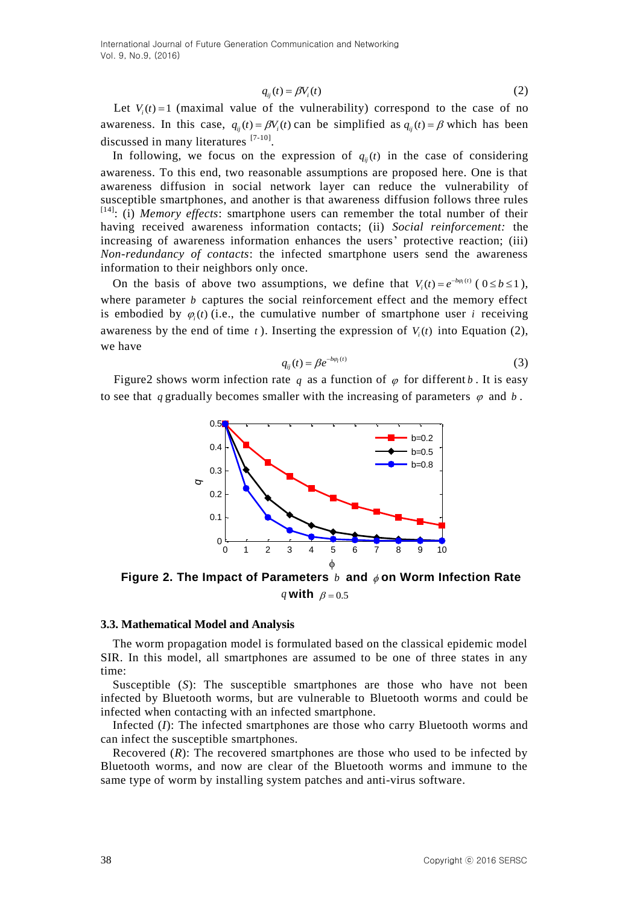$$q_{ij}(t) = \beta V_i(t) \tag{2}$$

Let $V_i(t) = 1$ (maximal value of the vulnerability) correspond to the case of no awareness. In this case, $q_{ij}(t) = \beta V_i(t)$ can be simplified as $q_{ij}(t) = \beta$ which has been discussed in many literatures [7-10].

In following, we focus on the expression of $q_{ij}(t)$ in the case of considering awareness. To this end, two reasonable assumptions are proposed here. One is that awareness diffusion in social network layer can reduce the vulnerability of susceptible smartphones, and another is that awareness diffusion follows three rules [14]: (i) *Memory effects*: smartphone users can remember the total number of their having received awareness information contacts; (ii) *Social reinforcement:* the increasing of awareness information enhances the users' protective reaction; (iii) *Non-redundancy of contacts*: the infected smartphone users send the awareness information to their neighbors only once.

On the basis of above two assumptions, we define that $V_i(t) = e^{-b\varphi_i(t)}$ ( $0 \le b \le 1$ ), where parameter $b$ captures the social reinforcement effect and the memory effect is embodied by $\varphi_i(t)$ (i.e., the cumulative number of smartphone user $i$ receiving awareness by the end of time $t$ ). Inserting the expression of $V_i(t)$ into Equation (2), we have

$$q_{ij}(t) = \beta e^{-b\varphi_i(t)} \tag{3}$$

Figure2 shows worm infection rate $q$ as a function of $\varphi$ for different $b$ . It is easy to see that $q$ gradually becomes smaller with the increasing of parameters $\varphi$ and $b$ .

**Figure 2. The Impact of Parameters $b$ and $\phi$ on Worm Infection Rate $q$ with $\beta = 0.5$**

### 3.3. Mathematical Model and Analysis

The worm propagation model is formulated based on the classical epidemic model SIR. In this model, all smartphones are assumed to be one of three states in any time:

Susceptible (*S*): The susceptible smartphones are those who have not been infected by Bluetooth worms, but are vulnerable to Bluetooth worms and could be infected when contacting with an infected smartphone.

Infected (*I*): The infected smartphones are those who carry Bluetooth worms and can infect the susceptible smartphones.

Recovered (*R*): The recovered smartphones are those who used to be infected by Bluetooth worms, and now are clear of the Bluetooth worms and immune to the same type of worm by installing system patches and anti-virus software.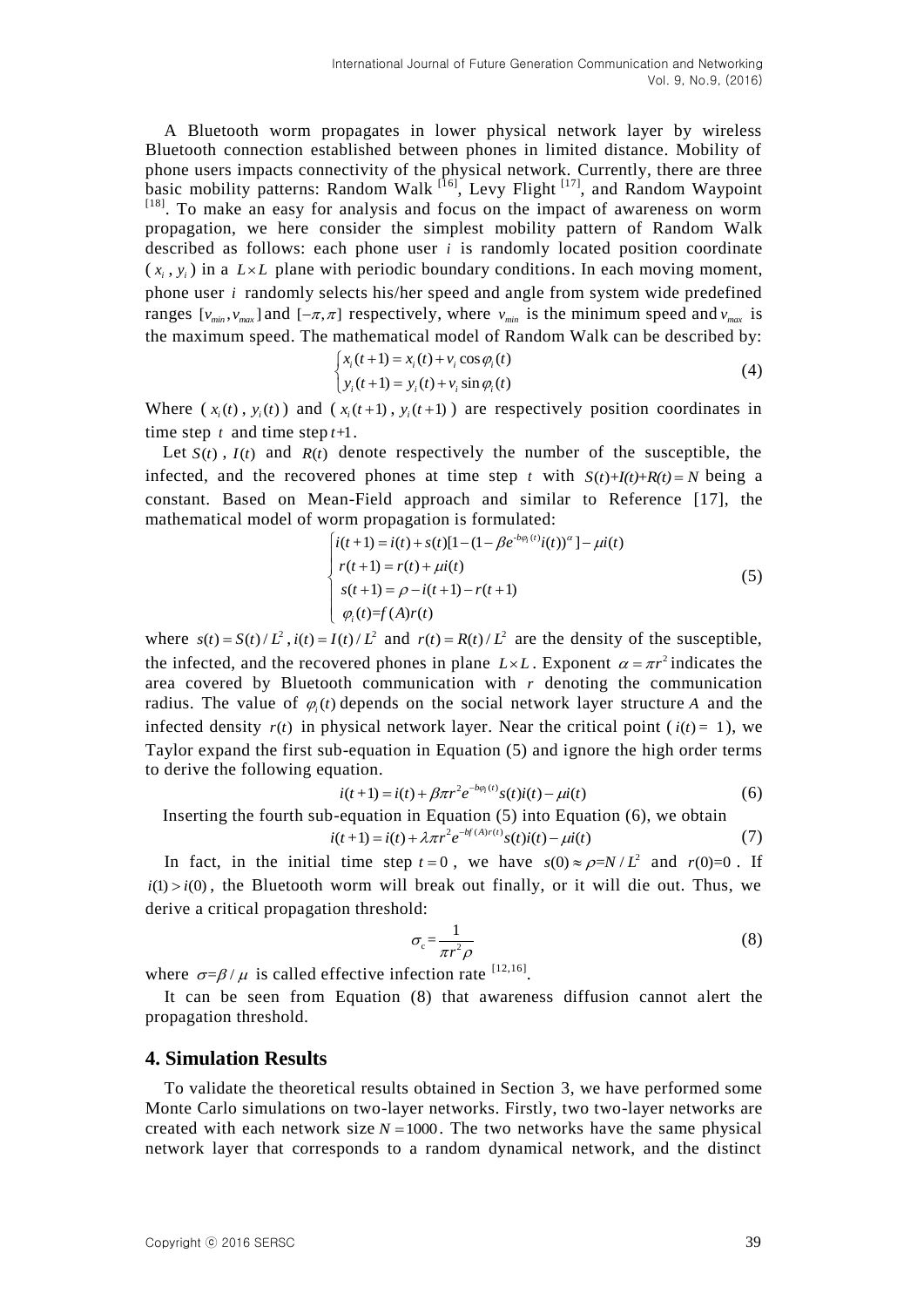A Bluetooth worm propagates in lower physical network layer by wireless Bluetooth connection established between phones in limited distance. Mobility of phone users impacts connectivity of the physical network. Currently, there are three basic mobility patterns: Random Walk [16], Levy Flight [17], and Random Waypoint [18]. To make an easy for analysis and focus on the impact of awareness on worm propagation, we here consider the simplest mobility pattern of Random Walk described as follows: each phone user $i$ is randomly located position coordinate ( $x_i$ , $y_i$ ) in a $L \times L$ plane with periodic boundary conditions. In each moving moment, phone user $i$ randomly selects his/her speed and angle from system wide predefined ranges $[v_{min}, v_{max}]$ and $[-\pi, \pi]$ respectively, where $v_{min}$ is the minimum speed and $v_{max}$ is the maximum speed. The mathematical model of Random Walk can be described by:

$$\begin{cases} x_i(t+1) = x_i(t) + v_i \cos\varphi_i(t) \\ y_i(t+1) = y_i(t) + v_i \sin\varphi_i(t) \end{cases} \tag{4}$$

Where ( $x_i(t)$ , $y_i(t)$ ) and ( $x_i(t+1)$ , $y_i(t+1)$ ) are respectively position coordinates in time step $t$ and time step $t+1$.

Let $S(t)$ , $I(t)$ and $R(t)$ denote respectively the number of the susceptible, the infected, and the recovered phones at time step $t$ with $S(t)+I(t)+R(t)=N$ being a constant. Based on Mean-Field approach and similar to Reference [17], the mathematical model of worm propagation is formulated:

$$\begin{cases} i(t+1) = i(t) + s(t)[1-(1-\beta e^{-b\varphi_i(t)} i(t))^{\alpha}] - \mu i(t) \\ r(t+1) = r(t) + \mu i(t) \\ s(t+1) = \rho - i(t+1) - r(t+1) \\ \varphi_i(t) = f(A) r(t) \end{cases} \tag{5}$$

where $s(t) = S(t)/L^2$ , $i(t) = I(t)/L^2$ and $r(t) = R(t)/L^2$ are the density of the susceptible, the infected, and the recovered phones in plane $L \times L$ . Exponent $\alpha = \pi r^2$ indicates the area covered by Bluetooth communication with $r$ denoting the communication radius. The value of $\varphi_i(t)$ depends on the social network layer structure $A$ and the infected density $r(t)$ in physical network layer. Near the critical point ( $i(t) = 1$ ), we Taylor expand the first sub-equation in Equation (5) and ignore the high order terms to derive the following equation.

$$i(t+1) = i(t) + \beta \pi r^2 e^{-b\varphi_i(t)} s(t) i(t) - \mu i(t) \tag{6}$$

Inserting the fourth sub-equation in Equation (5) into Equation (6), we obtain

$$i(t+1) = i(t) + \lambda \pi r^2 e^{-bf(A)r(t)} s(t) i(t) - \mu i(t) \tag{7}$$

In fact, in the initial time step $t = 0$ , we have $s(0) \approx \rho = N/L^2$ and $r(0)=0$ . If $i(1) > i(0)$ , the Bluetooth worm will break out finally, or it will die out. Thus, we derive a critical propagation threshold:

$$\sigma_c = \frac{1}{\pi r^2 \rho} \tag{8}$$

where $\sigma = \beta / \mu$ is called effective infection rate [12,16].

It can be seen from Equation (8) that awareness diffusion cannot alert the propagation threshold.

## 4. Simulation Results

To validate the theoretical results obtained in Section 3, we have performed some Monte Carlo simulations on two-layer networks. Firstly, two two-layer networks are created with each network size $N = 1000$. The two networks have the same physical network layer that corresponds to a random dynamical network, and the distinct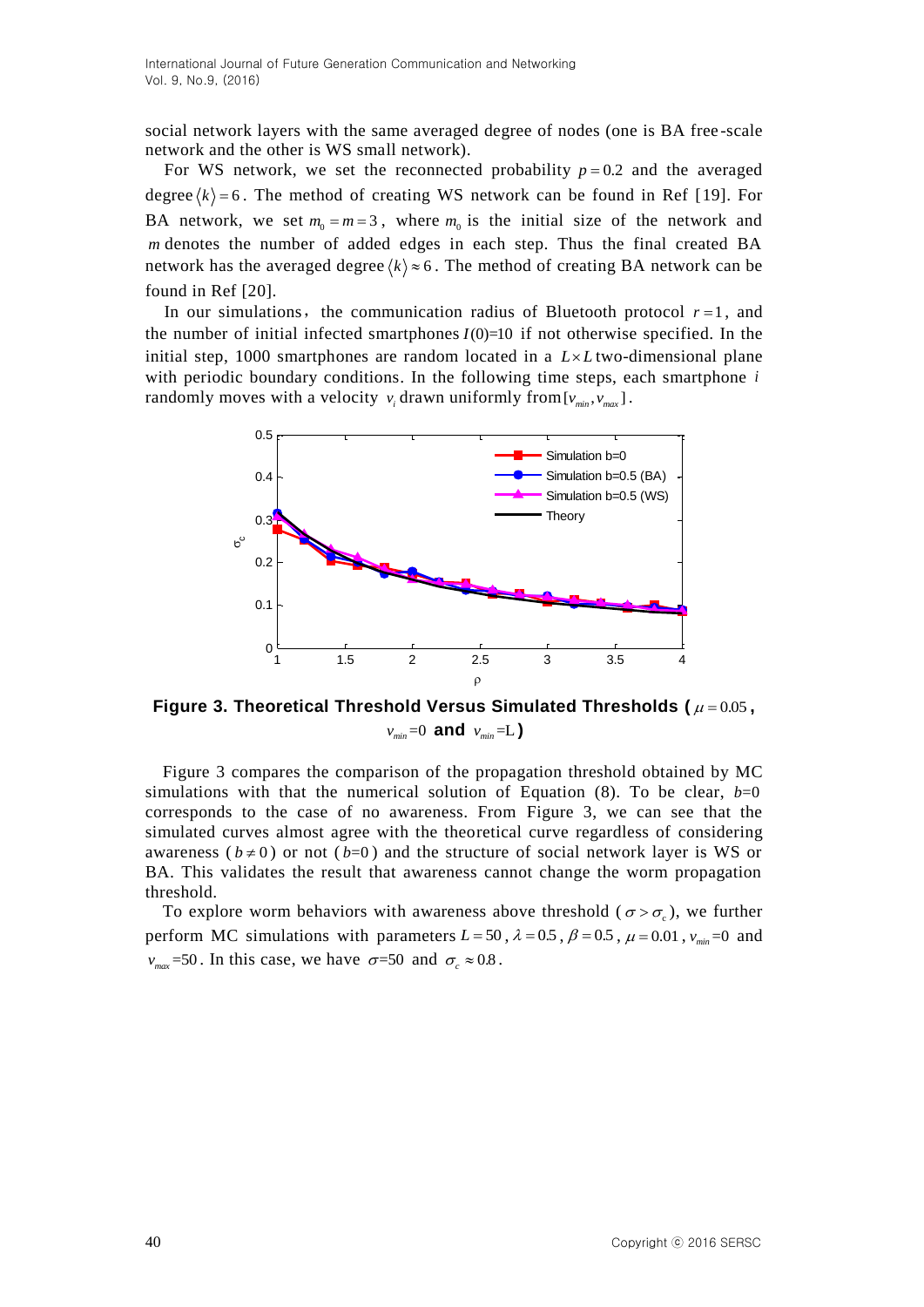social network layers with the same averaged degree of nodes (one is BA free-scale network and the other is WS small network).

For WS network, we set the reconnected probability $p = 0.2$ and the averaged degree $\langle k \rangle = 6$. The method of creating WS network can be found in Ref [19]. For BA network, we set $m_0 = m = 3$, where $m_0$ is the initial size of the network and $m$ denotes the number of added edges in each step. Thus the final created BA network has the averaged degree $\langle k \rangle \approx 6$. The method of creating BA network can be found in Ref [20].

In our simulations, the communication radius of Bluetooth protocol $r = 1$, and the number of initial infected smartphones $I(0)$=10 if not otherwise specified. In the initial step, 1000 smartphones are random located in a $L \times L$ two-dimensional plane with periodic boundary conditions. In the following time steps, each smartphone $i$ randomly moves with a velocity $v_i$ drawn uniformly from $[v_{min}, v_{max}]$.

**Figure 3. Theoretical Threshold Versus Simulated Thresholds ($\mu = 0.05$, $v_{min}$=0 and $v_{min}$=L)**

Figure 3 compares the comparison of the propagation threshold obtained by MC simulations with that the numerical solution of Equation (8). To be clear, $b$=0 corresponds to the case of no awareness. From Figure 3, we can see that the simulated curves almost agree with the theoretical curve regardless of considering awareness ($b \neq 0$) or not ($b$=0) and the structure of social network layer is WS or BA. This validates the result that awareness cannot change the worm propagation threshold.

To explore worm behaviors with awareness above threshold ($\sigma > \sigma_c$), we further perform MC simulations with parameters $L = 50$, $\lambda = 0.5$, $\beta = 0.5$, $\mu = 0.01$, $v_{min}$=0 and $v_{max}$=50. In this case, we have $\sigma$=50 and $\sigma_c \approx 0.8$.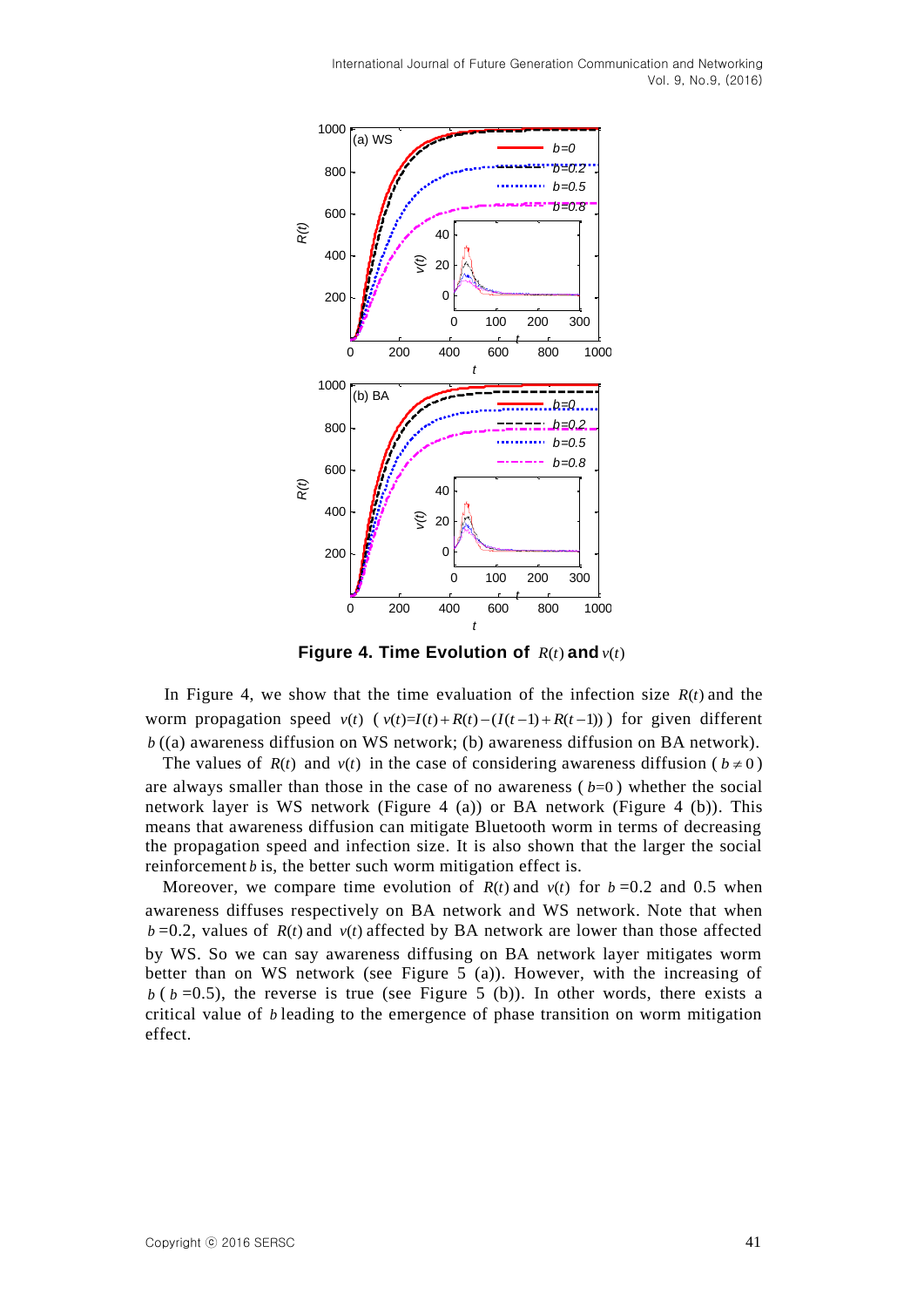**Figure 4. Time Evolution of $R(t)$ and $v(t)$**

In Figure 4, we show that the time evaluation of the infection size $R(t)$ and the worm propagation speed $v(t)$ ( $v(t)=I(t)+R(t)-(I(t-1)+R(t-1))$ ) for given different $b$ ((a) awareness diffusion on WS network; (b) awareness diffusion on BA network).

The values of $R(t)$ and $v(t)$ in the case of considering awareness diffusion ( $b \neq 0$ ) are always smaller than those in the case of no awareness ( $b=0$ ) whether the social network layer is WS network (Figure 4 (a)) or BA network (Figure 4 (b)). This means that awareness diffusion can mitigate Bluetooth worm in terms of decreasing the propagation speed and infection size. It is also shown that the larger the social reinforcement $b$ is, the better such worm mitigation effect is.

Moreover, we compare time evolution of $R(t)$ and $v(t)$ for $b$ =0.2 and 0.5 when awareness diffuses respectively on BA network and WS network. Note that when $b$ =0.2, values of $R(t)$ and $v(t)$ affected by BA network are lower than those affected by WS. So we can say awareness diffusing on BA network layer mitigates worm better than on WS network (see Figure 5 (a)). However, with the increasing of $b$ ( $b$ =0.5), the reverse is true (see Figure 5 (b)). In other words, there exists a critical value of $b$ leading to the emergence of phase transition on worm mitigation effect.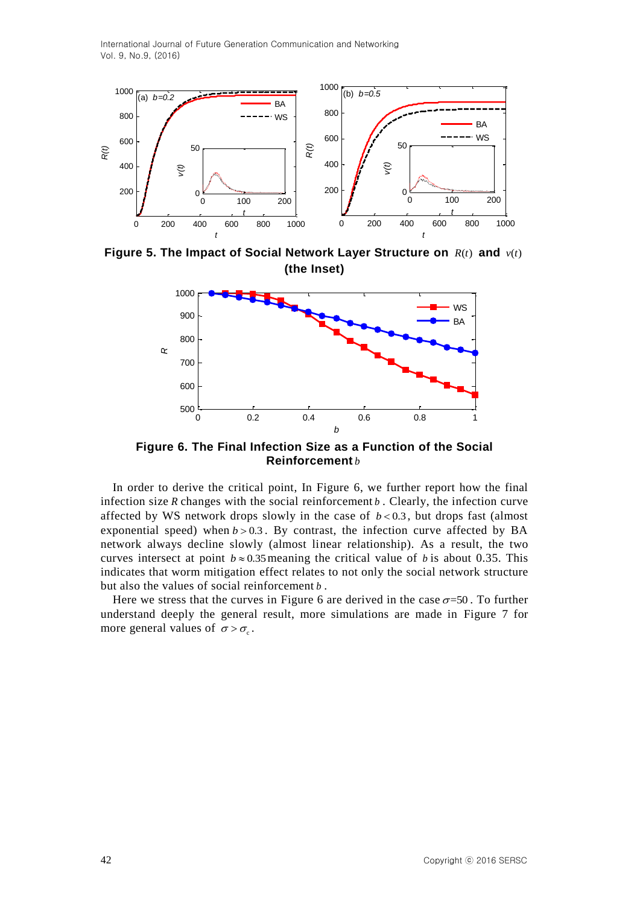**Figure 5. The Impact of Social Network Layer Structure on $R(t)$ and $v(t)$ (the Inset)**

**Figure 6. The Final Infection Size as a Function of the Social Reinforcement $b$**

In order to derive the critical point, In Figure 6, we further report how the final infection size $R$ changes with the social reinforcement $b$. Clearly, the infection curve affected by WS network drops slowly in the case of $b<0.3$, but drops fast (almost exponential speed) when $b>0.3$. By contrast, the infection curve affected by BA network always decline slowly (almost linear relationship). As a result, the two curves intersect at point $b\approx0.35$ meaning the critical value of $b$ is about 0.35. This indicates that worm mitigation effect relates to not only the social network structure but also the values of social reinforcement $b$.

Here we stress that the curves in Figure 6 are derived in the case $\sigma$=50. To further understand deeply the general result, more simulations are made in Figure 7 for more general values of $\sigma>\sigma_c$.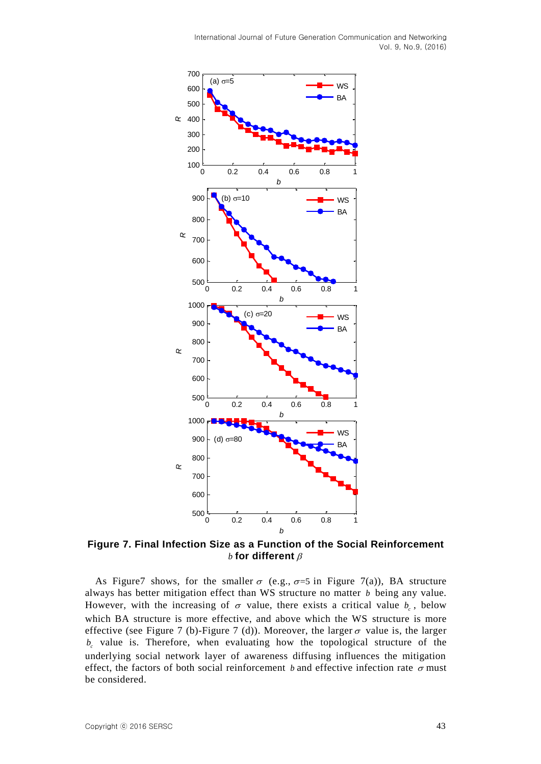**Figure 7. Final Infection Size as a Function of the Social Reinforcement $b$ for different $\beta$**

As Figure7 shows, for the smaller $\sigma$ (e.g., $\sigma$=5 in Figure 7(a)), BA structure always has better mitigation effect than WS structure no matter $b$ being any value. However, with the increasing of $\sigma$ value, there exists a critical value $b_c$, below which BA structure is more effective, and above which the WS structure is more effective (see Figure 7 (b)-Figure 7 (d)). Moreover, the larger $\sigma$ value is, the larger $b_c$ value is. Therefore, when evaluating how the topological structure of the underlying social network layer of awareness diffusing influences the mitigation effect, the factors of both social reinforcement $b$ and effective infection rate $\sigma$ must be considered.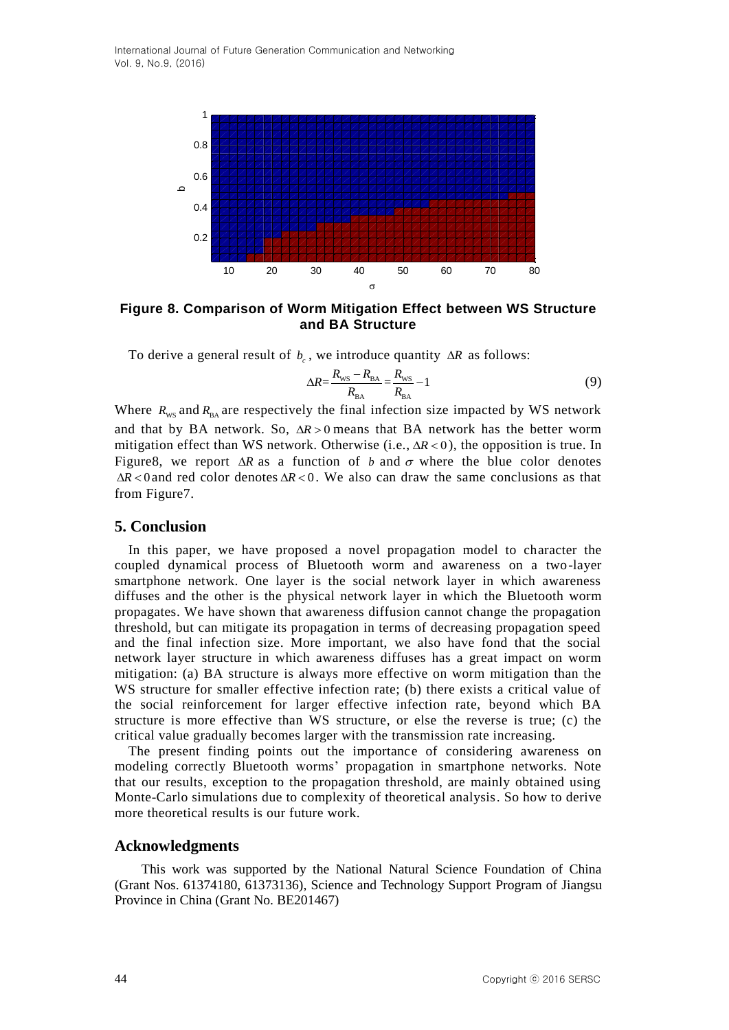**Figure 8. Comparison of Worm Mitigation Effect between WS Structure and BA Structure**

To derive a general result of $b_c$, we introduce quantity $\Delta R$ as follows:

$$\Delta R = \frac{R_{\mathrm{WS}} - R_{\mathrm{BA}}}{R_{\mathrm{BA}}} = \frac{R_{\mathrm{WS}}}{R_{\mathrm{BA}}} - 1 \tag{9}$$

Where $R_{\mathrm{WS}}$ and $R_{\mathrm{BA}}$ are respectively the final infection size impacted by WS network and that by BA network. So, $\Delta R > 0$ means that BA network has the better worm mitigation effect than WS network. Otherwise (i.e., $\Delta R < 0$), the opposition is true. In Figure8, we report $\Delta R$ as a function of $b$ and $\sigma$ where the blue color denotes $\Delta R < 0$ and red color denotes $\Delta R < 0$. We also can draw the same conclusions as that from Figure7.

## 5. Conclusion

In this paper, we have proposed a novel propagation model to character the coupled dynamical process of Bluetooth worm and awareness on a two-layer smartphone network. One layer is the social network layer in which awareness diffuses and the other is the physical network layer in which the Bluetooth worm propagates. We have shown that awareness diffusion cannot change the propagation threshold, but can mitigate its propagation in terms of decreasing propagation speed and the final infection size. More important, we also have fond that the social network layer structure in which awareness diffuses has a great impact on worm mitigation: (a) BA structure is always more effective on worm mitigation than the WS structure for smaller effective infection rate; (b) there exists a critical value of the social reinforcement for larger effective infection rate, beyond which BA structure is more effective than WS structure, or else the reverse is true; (c) the critical value gradually becomes larger with the transmission rate increasing.

The present finding points out the importance of considering awareness on modeling correctly Bluetooth worms' propagation in smartphone networks. Note that our results, exception to the propagation threshold, are mainly obtained using Monte-Carlo simulations due to complexity of theoretical analysis. So how to derive more theoretical results is our future work.

## Acknowledgments

This work was supported by the National Natural Science Foundation of China (Grant Nos. 61374180, 61373136), Science and Technology Support Program of Jiangsu Province in China (Grant No. BE201467)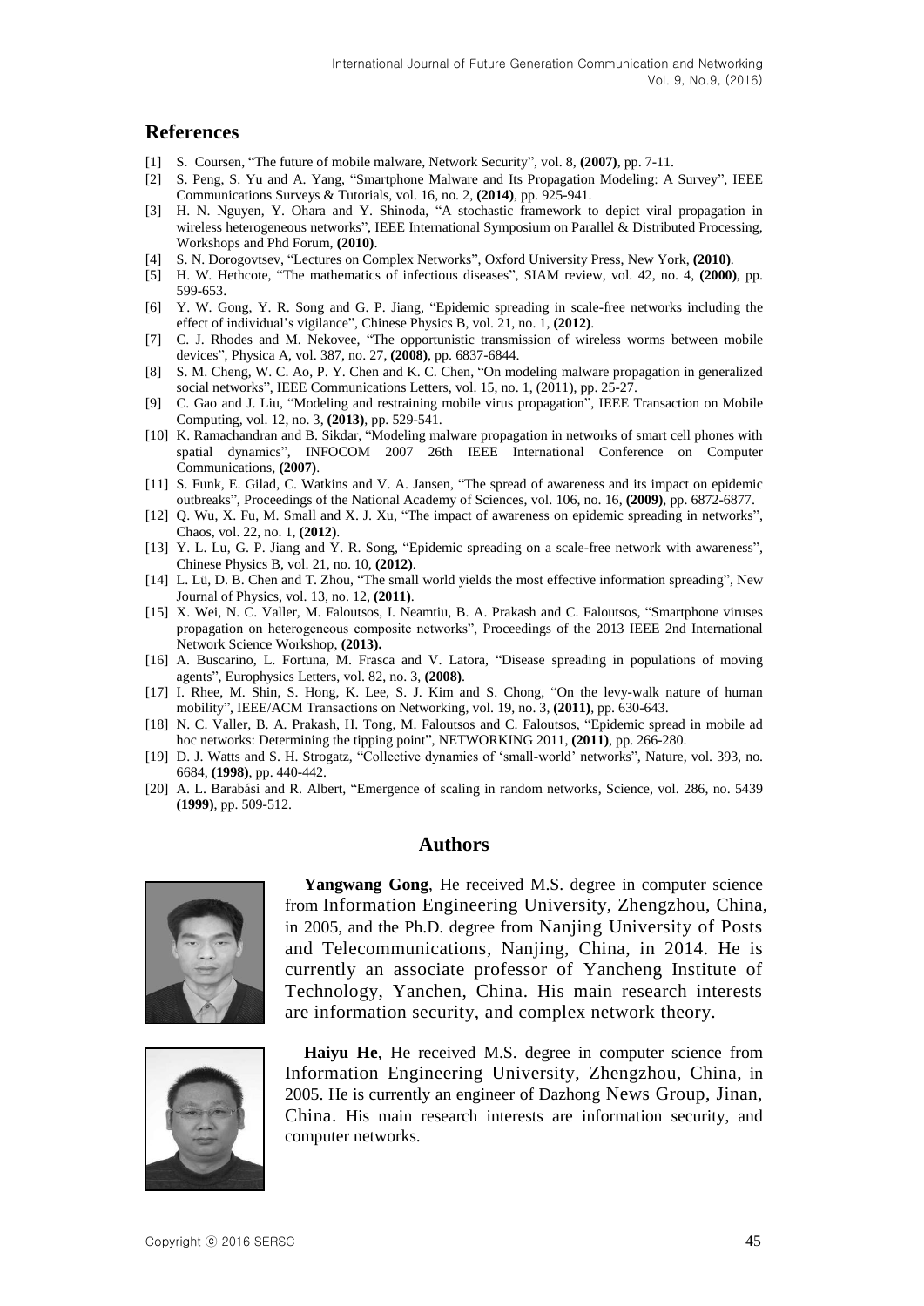## References

[1] S. Coursen, “The future of mobile malware, Network Security”, vol. 8, **(2007)**, pp. 7-11.

[2] S. Peng, S. Yu and A. Yang, “Smartphone Malware and Its Propagation Modeling: A Survey”, IEEE Communications Surveys & Tutorials, vol. 16, no. 2, **(2014)**, pp. 925-941.

[3] H. N. Nguyen, Y. Ohara and Y. Shinoda, “A stochastic framework to depict viral propagation in wireless heterogeneous networks”, IEEE International Symposium on Parallel & Distributed Processing, Workshops and Phd Forum, **(2010)**.

[4] S. N. Dorogovtsev, “Lectures on Complex Networks”, Oxford University Press, New York, **(2010)**.

[5] H. W. Hethcote, “The mathematics of infectious diseases”, SIAM review, vol. 42, no. 4, **(2000)**, pp. 599-653.

[6] Y. W. Gong, Y. R. Song and G. P. Jiang, “Epidemic spreading in scale-free networks including the effect of individual’s vigilance”, Chinese Physics B, vol. 21, no. 1, **(2012)**.

[7] C. J. Rhodes and M. Nekovee, “The opportunistic transmission of wireless worms between mobile devices”, Physica A, vol. 387, no. 27, **(2008)**, pp. 6837-6844.

[8] S. M. Cheng, W. C. Ao, P. Y. Chen and K. C. Chen, “On modeling malware propagation in generalized social networks”, IEEE Communications Letters, vol. 15, no. 1, (2011), pp. 25-27.

[9] C. Gao and J. Liu, “Modeling and restraining mobile virus propagation”, IEEE Transaction on Mobile Computing, vol. 12, no 3, **(2013)**, pp. 529-541.

[10] K. Ramachandran and B. Sikdar, “Modeling malware propagation in networks of smart cell phones with spatial dynamics”, INFOCOM 2007 26th IEEE International Conference on Computer Communications, **(2007)**.

[11] S. Funk, E. Gilad, C. Watkins and V. A. Jansen, “The spread of awareness and its impact on epidemic outbreaks”, Proceedings of the National Academy of Sciences, vol. 106, no. 16, **(2009)**, pp. 6872-6877.

[12] Q. Wu, X. Fu, M. Small and X. J. Xu, “The impact of awareness on epidemic spreading in networks”, Chaos, vol. 22, no. 1, **(2012)**.

[13] Y. L. Lu, G. P. Jiang and Y. R. Song, “Epidemic spreading on a scale-free network with awareness”, Chinese Physics B, vol. 21, no. 10, **(2012)**.

[14] L. Lü, D. B. Chen and T. Zhou, “The small world yields the most effective information spreading”, New Journal of Physics, vol. 13, no. 12, **(2011)**.

[15] X. Wei, N. C. Valler, M. Faloutsos, I. Neamtiu, B. A. Prakash and C. Faloutsos, “Smartphone viruses propagation on heterogeneous composite networks”, Proceedings of the 2013 IEEE 2nd International Network Science Workshop, **(2013).**

[16] A. Buscarino, L. Fortuna, M. Frasca and V. Latora, “Disease spreading in populations of moving agents”, Europhysics Letters, vol. 82, no. 3, **(2008)**.

[17] I. Rhee, M. Shin, S. Hong, K. Lee, S. J. Kim and S. Chong, “On the levy-walk nature of human mobility”, IEEE/ACM Transactions on Networking, vol. 19, no. 3, **(2011)**, pp. 630-643.

[18] N. C. Valler, B. A. Prakash, H. Tong, M. Faloutsos and C. Faloutsos, “Epidemic spread in mobile ad hoc networks: Determining the tipping point”, NETWORKING 2011, **(2011)**, pp. 266-280.

[19] D. J. Watts and S. H. Strogatz, “Collective dynamics of ‘small-world’ networks”, Nature, vol. 393, no. 6684, **(1998)**, pp. 440-442.

[20] A. L. Barabási and R. Albert, “Emergence of scaling in random networks, Science, vol. 286, no. 5439 **(1999)**, pp. 509-512.

## Authors

**Yangwang Gong**, He received M.S. degree in computer science from Information Engineering University, Zhengzhou, China, in 2005, and the Ph.D. degree from Nanjing University of Posts and Telecommunications, Nanjing, China, in 2014. He is currently an associate professor of Yancheng Institute of Technology, Yanchen, China. His main research interests are information security, and complex network theory.

**Haiyu He**, He received M.S. degree in computer science from Information Engineering University, Zhengzhou, China, in 2005. He is currently an engineer of Dazhong News Group, Jinan, China. His main research interests are information security, and computer networks.